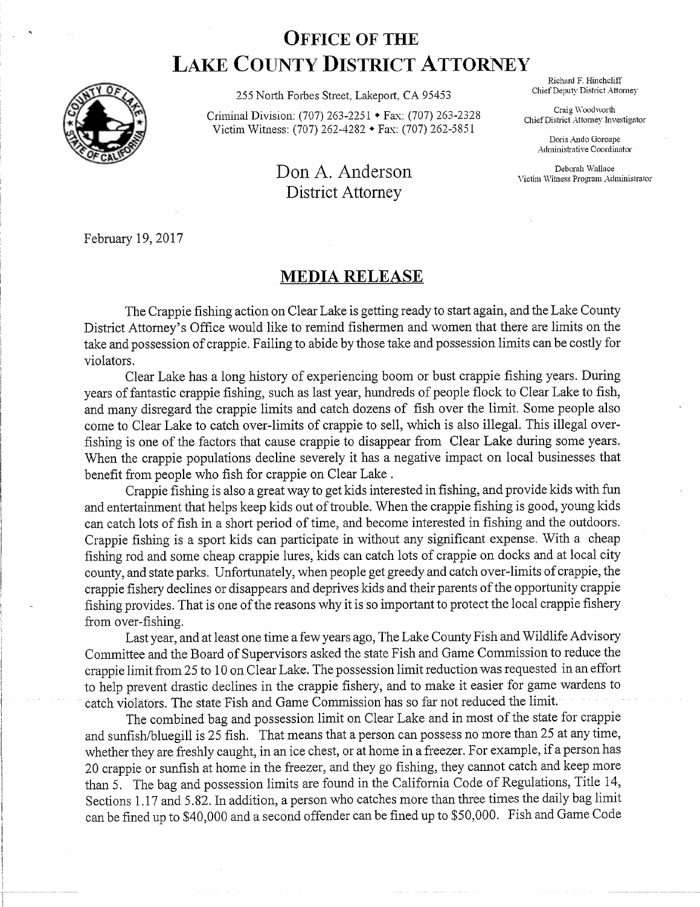# OFFICE OF THE LAKE COUNTY DISTRICT ATTORNEY

255 North Forbes Street, Lakeport, CA 95453

Criminal Division: (707) 263-2251 • Fax: (707) 263-2328
Victim Witness: (707) 262-4282 • Fax: (707) 262-5851

Don A. Anderson
District Attorney

Richard F. Hinchcliff
Chief Deputy District Attorney

Craig Woodworth
Chief District Attorney Investigator

Doris Ando Gorospe
Administrative Coordinator

Deborah Wallace
Victim Witness Program Administrator

February 19, 2017

## MEDIA RELEASE

The Crappie fishing action on Clear Lake is getting ready to start again, and the Lake County District Attorney's Office would like to remind fishermen and women that there are limits on the take and possession of crappie. Failing to abide by those take and possession limits can be costly for violators.

Clear Lake has a long history of experiencing boom or bust crappie fishing years. During years of fantastic crappie fishing, such as last year, hundreds of people flock to Clear Lake to fish, and many disregard the crappie limits and catch dozens of fish over the limit. Some people also come to Clear Lake to catch over-limits of crappie to sell, which is also illegal. This illegal over-fishing is one of the factors that cause crappie to disappear from Clear Lake during some years. When the crappie populations decline severely it has a negative impact on local businesses that benefit from people who fish for crappie on Clear Lake .

Crappie fishing is also a great way to get kids interested in fishing, and provide kids with fun and entertainment that helps keep kids out of trouble. When the crappie fishing is good, young kids can catch lots of fish in a short period of time, and become interested in fishing and the outdoors. Crappie fishing is a sport kids can participate in without any significant expense. With a cheap fishing rod and some cheap crappie lures, kids can catch lots of crappie on docks and at local city county, and state parks. Unfortunately, when people get greedy and catch over-limits of crappie, the crappie fishery declines or disappears and deprives kids and their parents of the opportunity crappie fishing provides. That is one of the reasons why it is so important to protect the local crappie fishery from over-fishing.

Last year, and at least one time a few years ago, The Lake County Fish and Wildlife Advisory Committee and the Board of Supervisors asked the state Fish and Game Commission to reduce the crappie limit from 25 to 10 on Clear Lake. The possession limit reduction was requested in an effort to help prevent drastic declines in the crappie fishery, and to make it easier for game wardens to catch violators. The state Fish and Game Commission has so far not reduced the limit.

The combined bag and possession limit on Clear Lake and in most of the state for crappie and sunfish/bluegill is 25 fish. That means that a person can possess no more than 25 at any time, whether they are freshly caught, in an ice chest, or at home in a freezer. For example, if a person has 20 crappie or sunfish at home in the freezer, and they go fishing, they cannot catch and keep more than 5. The bag and possession limits are found in the California Code of Regulations, Title 14, Sections 1.17 and 5.82. In addition, a person who catches more than three times the daily bag limit can be fined up to $40,000 and a second offender can be fined up to $50,000. Fish and Game Code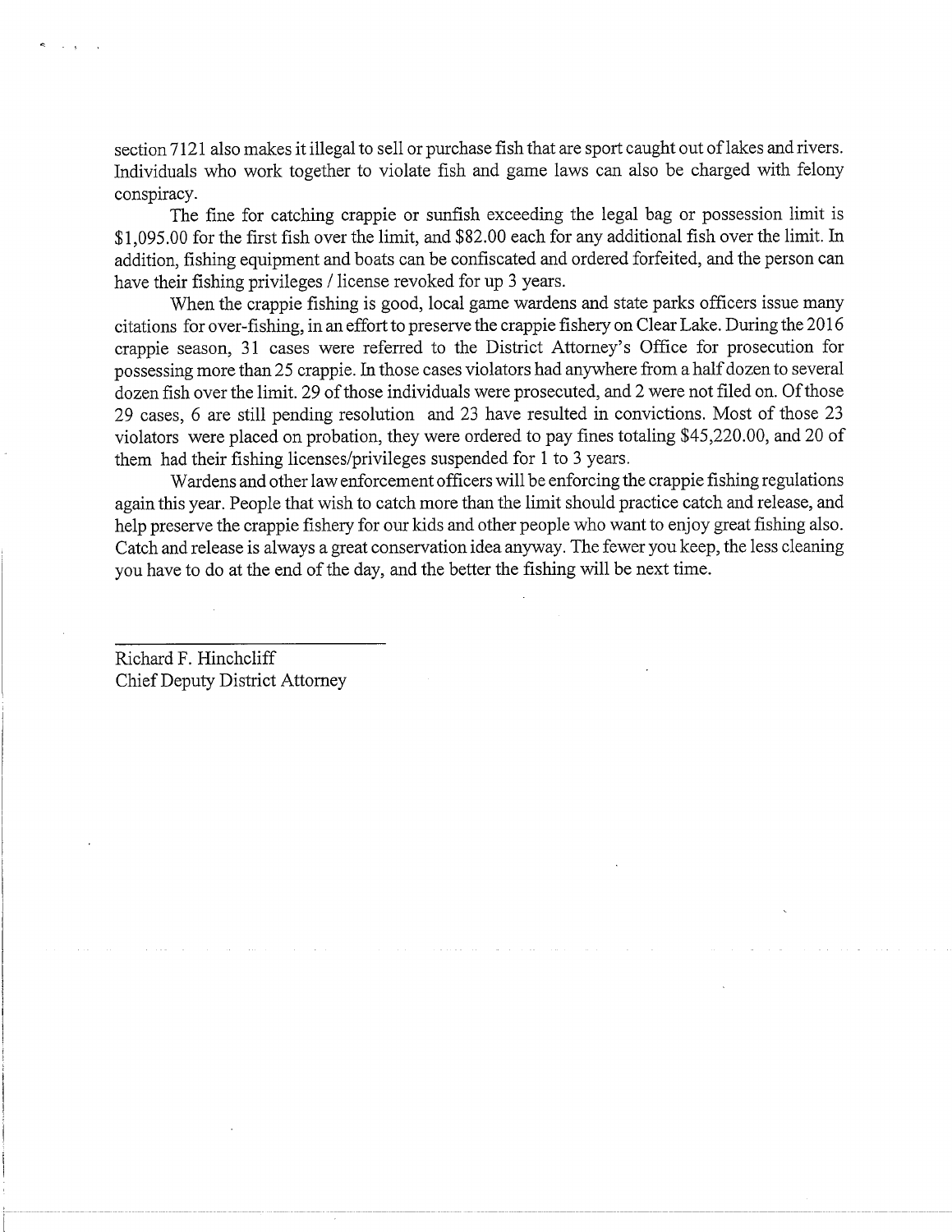section 7121 also makes it illegal to sell or purchase fish that are sport caught out of lakes and rivers. Individuals who work together to violate fish and game laws can also be charged with felony conspiracy.

The fine for catching crappie or sunfish exceeding the legal bag or possession limit is $1,095.00 for the first fish over the limit, and $82.00 each for any additional fish over the limit. In addition, fishing equipment and boats can be confiscated and ordered forfeited, and the person can have their fishing privileges / license revoked for up 3 years.

When the crappie fishing is good, local game wardens and state parks officers issue many citations for over-fishing, in an effort to preserve the crappie fishery on Clear Lake. During the 2016 crappie season, 31 cases were referred to the District Attorney's Office for prosecution for possessing more than 25 crappie. In those cases violators had anywhere from a half dozen to several dozen fish over the limit. 29 of those individuals were prosecuted, and 2 were not filed on. Of those 29 cases, 6 are still pending resolution and 23 have resulted in convictions. Most of those 23 violators were placed on probation, they were ordered to pay fines totaling $45,220.00, and 20 of them had their fishing licenses/privileges suspended for 1 to 3 years.

Wardens and other law enforcement officers will be enforcing the crappie fishing regulations again this year. People that wish to catch more than the limit should practice catch and release, and help preserve the crappie fishery for our kids and other people who want to enjoy great fishing also. Catch and release is always a great conservation idea anyway. The fewer you keep, the less cleaning you have to do at the end of the day, and the better the fishing will be next time.

Richard F. Hinchcliff
Chief Deputy District Attorney